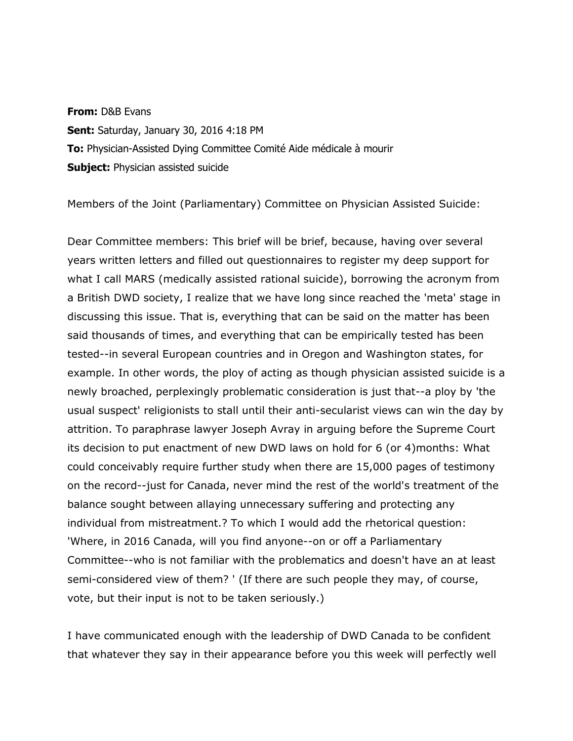**From:** D&B Evans
**Sent:** Saturday, January 30, 2016 4:18 PM
**To:** Physician-Assisted Dying Committee Comité Aide médicale à mourir
**Subject:** Physician assisted suicide

Members of the Joint (Parliamentary) Committee on Physician Assisted Suicide:

Dear Committee members: This brief will be brief, because, having over several years written letters and filled out questionnaires to register my deep support for what I call MARS (medically assisted rational suicide), borrowing the acronym from a British DWD society, I realize that we have long since reached the 'meta' stage in discussing this issue. That is, everything that can be said on the matter has been said thousands of times, and everything that can be empirically tested has been tested--in several European countries and in Oregon and Washington states, for example. In other words, the ploy of acting as though physician assisted suicide is a newly broached, perplexingly problematic consideration is just that--a ploy by 'the usual suspect' religionists to stall until their anti-secularist views can win the day by attrition. To paraphrase lawyer Joseph Avray in arguing before the Supreme Court its decision to put enactment of new DWD laws on hold for 6 (or 4)months: What could conceivably require further study when there are 15,000 pages of testimony on the record--just for Canada, never mind the rest of the world's treatment of the balance sought between allaying unnecessary suffering and protecting any individual from mistreatment.? To which I would add the rhetorical question: 'Where, in 2016 Canada, will you find anyone--on or off a Parliamentary Committee--who is not familiar with the problematics and doesn't have an at least semi-considered view of them? ' (If there are such people they may, of course, vote, but their input is not to be taken seriously.)

I have communicated enough with the leadership of DWD Canada to be confident that whatever they say in their appearance before you this week will perfectly well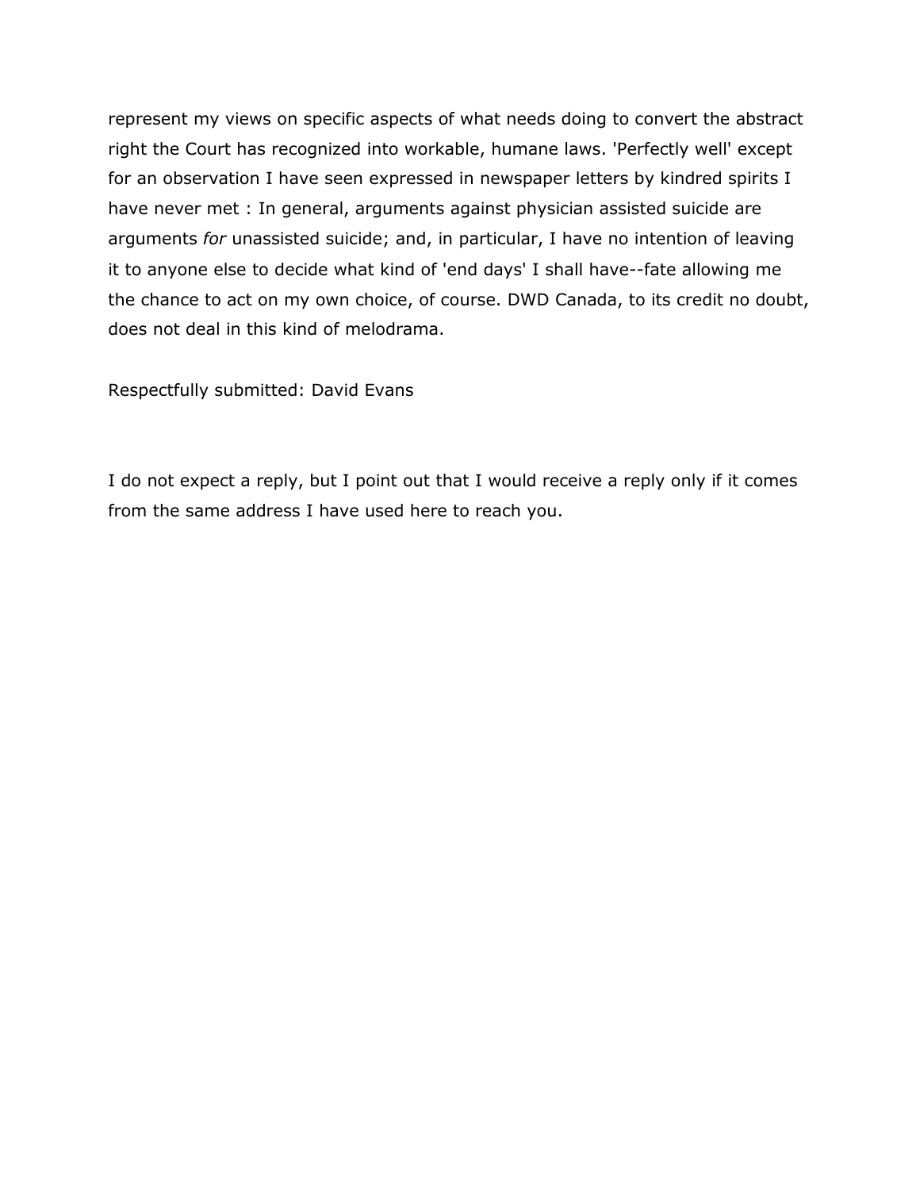represent my views on specific aspects of what needs doing to convert the abstract right the Court has recognized into workable, humane laws. 'Perfectly well' except for an observation I have seen expressed in newspaper letters by kindred spirits I have never met : In general, arguments against physician assisted suicide are arguments *for* unassisted suicide; and, in particular, I have no intention of leaving it to anyone else to decide what kind of 'end days' I shall have--fate allowing me the chance to act on my own choice, of course. DWD Canada, to its credit no doubt, does not deal in this kind of melodrama.

Respectfully submitted: David Evans

I do not expect a reply, but I point out that I would receive a reply only if it comes from the same address I have used here to reach you.